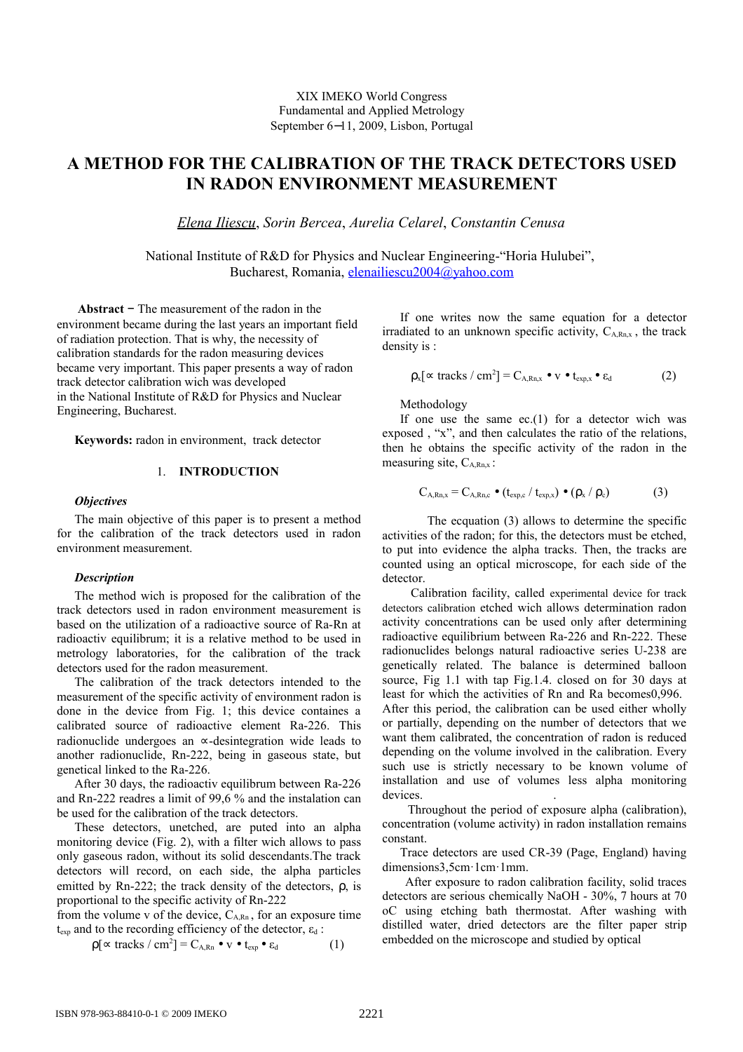XIX IMEKO World Congress
Fundamental and Applied Metrology
September 6−11, 2009, Lisbon, Portugal

# A METHOD FOR THE CALIBRATION OF THE TRACK DETECTORS USED IN RADON ENVIRONMENT MEASUREMENT

*Elena Iliescu*, *Sorin Bercea*, *Aurelia Celarel*, *Constantin Cenusa*

National Institute of R&D for Physics and Nuclear Engineering-"Horia Hulubei", Bucharest, Romania, elenailiescu2004@yahoo.com

**Abstract** − The measurement of the radon in the environment became during the last years an important field of radiation protection. That is why, the necessity of calibration standards for the radon measuring devices became very important. This paper presents a way of radon track detector calibration wich was developed in the National Institute of R&D for Physics and Nuclear Engineering, Bucharest.

**Keywords:** radon in environment, track detector

## 1. INTRODUCTION

### *Objectives*

The main objective of this paper is to present a method for the calibration of the track detectors used in radon environment measurement.

### *Description*

The method wich is proposed for the calibration of the track detectors used in radon environment measurement is based on the utilization of a radioactive source of Ra-Rn at radioactiv equilibrum; it is a relative method to be used in metrology laboratories, for the calibration of the track detectors used for the radon measurement.

The calibration of the track detectors intended to the measurement of the specific activity of environment radon is done in the device from Fig. 1; this device containes a calibrated source of radioactive element Ra-226. This radionuclide undergoes an ∝-desintegration wide leads to another radionuclide, Rn-222, being in gaseous state, but genetical linked to the Ra-226.

After 30 days, the radioactiv equilibrum between Ra-226 and Rn-222 readres a limit of 99,6 % and the instalation can be used for the calibration of the track detectors.

These detectors, unetched, are puted into an alpha monitoring device (Fig. 2), with a filter wich allows to pass only gaseous radon, without its solid descendants.The track detectors will record, on each side, the alpha particles emitted by Rn-222; the track density of the detectors, ρ, is proportional to the specific activity of Rn-222 from the volume v of the device, $C_{A,Rn}$, for an exposure time $t_{exp}$ and to the recording efficiency of the detector, $\varepsilon_d$ :

$$\rho[\propto \text{tracks} / \text{cm}^2] = C_{A,Rn} \bullet v \bullet t_{exp} \bullet \varepsilon_d \qquad (1)$$

If one writes now the same equation for a detector irradiated to an unknown specific activity, $C_{A,Rn,x}$ , the track density is :

$$\rho_x[\propto \text{tracks} / \text{cm}^2] = C_{A,Rn,x} \bullet v \bullet t_{exp,x} \bullet \varepsilon_d \qquad (2)$$

Methodology

If one use the same ec.(1) for a detector wich was exposed , "x", and then calculates the ratio of the relations, then he obtains the specific activity of the radon in the measuring site, $C_{A,Rn,x}$ :

$$C_{A,Rn,x} = C_{A,Rn,c} \bullet (t_{exp,c} / t_{exp,x}) \bullet (\rho_x / \rho_c) \qquad (3)$$

The equation (3) allows to determine the specific activities of the radon; for this, the detectors must be etched, to put into evidence the alpha tracks. Then, the tracks are counted using an optical microscope, for each side of the detector.

Calibration facility, called experimental device for track detectors calibration etched wich allows determination radon activity concentrations can be used only after determining radioactive equilibrium between Ra-226 and Rn-222. These radionuclides belongs natural radioactive series U-238 are genetically related. The balance is determined balloon source, Fig 1.1 with tap Fig.1.4. closed on for 30 days at least for which the activities of Rn and Ra becomes0,996. After this period, the calibration can be used either wholly or partially, depending on the number of detectors that we want them calibrated, the concentration of radon is reduced depending on the volume involved in the calibration. Every such use is strictly necessary to be known volume of installation and use of volumes less alpha monitoring devices.

Throughout the period of exposure alpha (calibration), concentration (volume activity) in radon installation remains constant.

Trace detectors are used CR-39 (Page, England) having dimensions3,5cm·1cm·1mm.

After exposure to radon calibration facility, solid traces detectors are serious chemically NaOH - 30%, 7 hours at 70 oC using etching bath thermostat. After washing with distilled water, dried detectors are the filter paper strip embedded on the microscope and studied by optical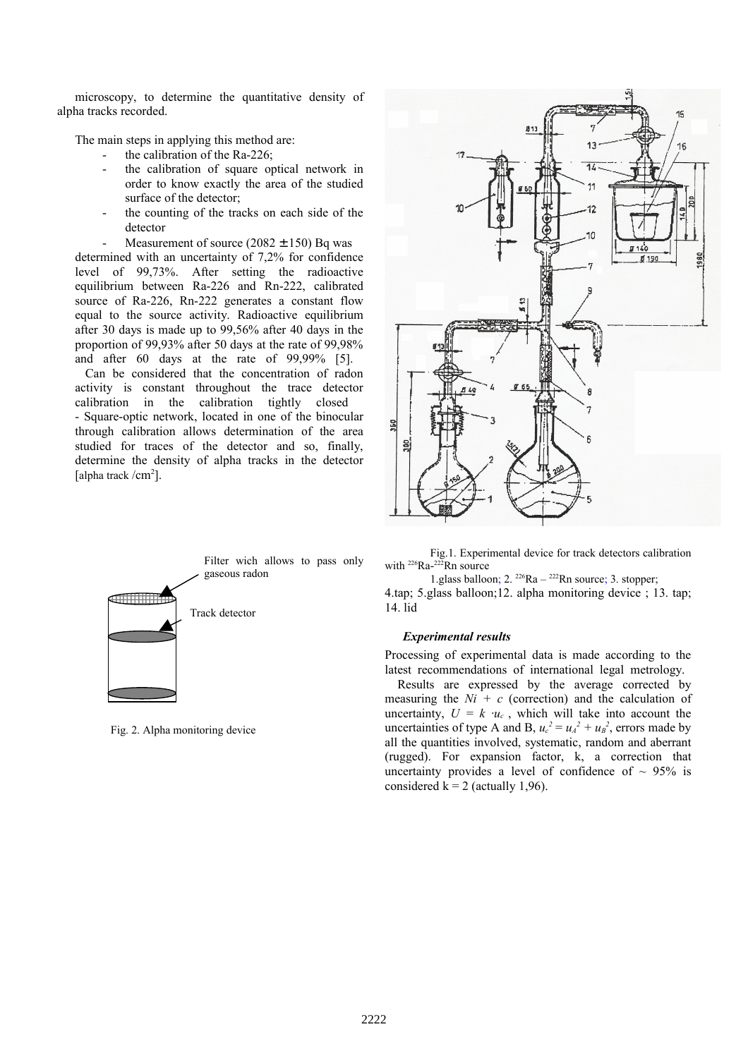microscopy, to determine the quantitative density of alpha tracks recorded.

The main steps in applying this method are:

- the calibration of the Ra-226;
- the calibration of square optical network in order to know exactly the area of the studied surface of the detector;
- the counting of the tracks on each side of the detector
- Measurement of source (2082 ± 150) Bq was determined with an uncertainty of 7,2% for confidence level of 99,73%. After setting the radioactive equilibrium between Ra-226 and Rn-222, calibrated source of Ra-226, Rn-222 generates a constant flow equal to the source activity. Radioactive equilibrium after 30 days is made up to 99,56% after 40 days in the proportion of 99,93% after 50 days at the rate of 99,98% and after 60 days at the rate of 99,99% [5].

Can be considered that the concentration of radon activity is constant throughout the trace detector calibration in the calibration tightly closed
- Square-optic network, located in one of the binocular through calibration allows determination of the area studied for traces of the detector and so, finally, determine the density of alpha tracks in the detector [alpha track /cm²].

Fig. 2. Alpha monitoring device

Fig.1. Experimental device for track detectors calibration with $^{226}Ra$-$^{222}Rn$ source

1.glass balloon; 2. $^{226}Ra$ – $^{222}Rn$ source; 3. stopper; 4.tap; 5.glass balloon;12. alpha monitoring device ; 13. tap; 14. lid

### *Experimental results*

Processing of experimental data is made according to the latest recommendations of international legal metrology.

Results are expressed by the average corrected by measuring the $Ni + c$ (correction) and the calculation of uncertainty, $U = k \cdot u_c$ , which will take into account the uncertainties of type A and B, $u_c^2 = u_A^2 + u_B^2$, errors made by all the quantities involved, systematic, random and aberrant (rugged). For expansion factor, k, a correction that uncertainty provides a level of confidence of ~ 95% is considered k = 2 (actually 1,96).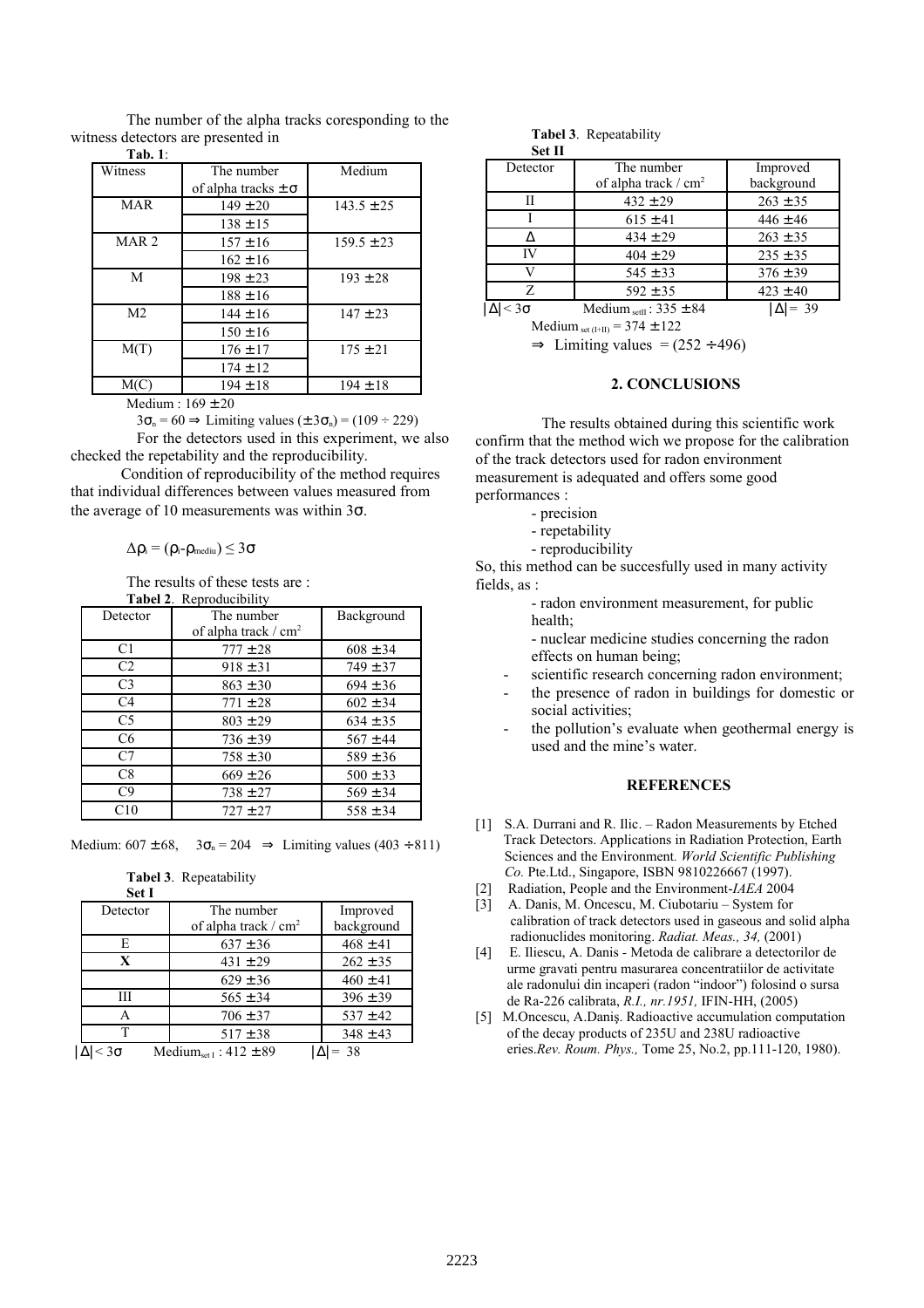The number of the alpha tracks coresponding to the witness detectors are presented in

**Tab. 1**:

| Witness | The number of alpha tracks ± σ | Medium |
|---|---|---|
| MAR | 149 ± 20 | 143.5 ± 25 |
| | 138 ± 15 | |
| MAR 2 | 157 ± 16 | 159.5 ± 23 |
| | 162 ± 16 | |
| M | 198 ± 23 | 193 ± 28 |
| | 188 ± 16 | |
| M2 | 144 ± 16 | 147 ± 23 |
| | 150 ± 16 | |
| M(T) | 176 ± 17 | 175 ± 21 |
| | 174 ± 12 | |
| M(C) | 194 ± 18 | 194 ± 18 |

Medium : 169 ± 20

$3\sigma_n = 60 \Rightarrow$ Limiting values ($\pm 3\sigma_n$) = (109 ÷ 229)

For the detectors used in this experiment, we also checked the repetability and the reproducibility.

Condition of reproducibility of the method requires that individual differences between values measured from the average of 10 measurements was within 3σ.

$$\Delta\rho_i = (\rho_i - \rho_{mediu}) \leq 3\sigma$$

The results of these tests are :

**Tabel 2**. Reproducibility

| Detector | The number of alpha track / cm$^2$ | Background |
|---|---|---|
| C1 | 777 ± 28 | 608 ± 34 |
| C2 | 918 ± 31 | 749 ± 37 |
| C3 | 863 ± 30 | 694 ± 36 |
| C4 | 771 ± 28 | 602 ± 34 |
| C5 | 803 ± 29 | 634 ± 35 |
| C6 | 736 ± 39 | 567 ± 44 |
| C7 | 758 ± 30 | 589 ± 36 |
| C8 | 669 ± 26 | 500 ± 33 |
| C9 | 738 ± 27 | 569 ± 34 |
| C10 | 727 ± 27 | 558 ± 34 |

Medium: 607 ± 68,  $3\sigma_n = 204 \Rightarrow$ Limiting values (403 ÷ 811)

**Tabel 3**. Repeatability

**Set I**

| Detector | The number of alpha track / cm$^2$ | Improved background |
|---|---|---|
| E | 637 ± 36 | 468 ± 41 |
| **X** | 431 ± 29 | 262 ± 35 |
| | 629 ± 36 | 460 ± 41 |
| III | 565 ± 34 | 396 ± 39 |
| A | 706 ± 37 | 537 ± 42 |
| T | 517 ± 38 | 348 ± 43 |

$|\Delta| < 3\sigma$  Medium$_{set\ I}$ : 412 ± 89  $|\Delta| = 38$

**Tabel 3**. Repeatability

**Set II**

| Detector | The number of alpha track / cm$^2$ | Improved background |
|---|---|---|
| II | 432 ± 29 | 263 ± 35 |
| I | 615 ± 41 | 446 ± 46 |
| Δ | 434 ± 29 | 263 ± 35 |
| IV | 404 ± 29 | 235 ± 35 |
| V | 545 ± 33 | 376 ± 39 |
| Z | 592 ± 35 | 423 ± 40 |

$|\Delta| < 3\sigma$  Medium$_{setII}$ : 335 ± 84  $|\Delta| = 39$

Medium$_{set\ (I+II)}$ = 374 ± 122

$\Rightarrow$ Limiting values = (252 ÷ 496)

## 2. CONCLUSIONS

The results obtained during this scientific work confirm that the method wich we propose for the calibration of the track detectors used for radon environment measurement is adequated and offers some good performances :

- precision
- repetability
- reproducibility

So, this method can be succesfully used in many activity fields, as :

- radon environment measurement, for public health;
- nuclear medicine studies concerning the radon effects on human being;
- scientific research concerning radon environment;
- the presence of radon in buildings for domestic or social activities;
- the pollution's evaluate when geothermal energy is used and the mine's water.

## REFERENCES

[1] S.A. Durrani and R. Ilic. – Radon Measurements by Etched Track Detectors. Applications in Radiation Protection, Earth Sciences and the Environment. *World Scientific Publishing Co.* Pte.Ltd., Singapore, ISBN 9810226667 (1997).

[2] Radiation, People and the Environment-*IAEA* 2004

[3] A. Danis, M. Oncescu, M. Ciubotariu – System for calibration of track detectors used in gaseous and solid alpha radionuclides monitoring. *Radiat. Meas., 34,* (2001)

[4] E. Iliescu, A. Danis - Metoda de calibrare a detectorilor de urme gravati pentru masurarea concentratiilor de activitate ale radonului din incaperi (radon "indoor") folosind o sursa de Ra-226 calibrata, *R.I., nr.1951,* IFIN-HH, (2005)

[5] M.Oncescu, A.Daniş. Radioactive accumulation computation of the decay products of 235U and 238U radioactive eries.*Rev. Roum. Phys.,* Tome 25, No.2, pp.111-120, 1980).